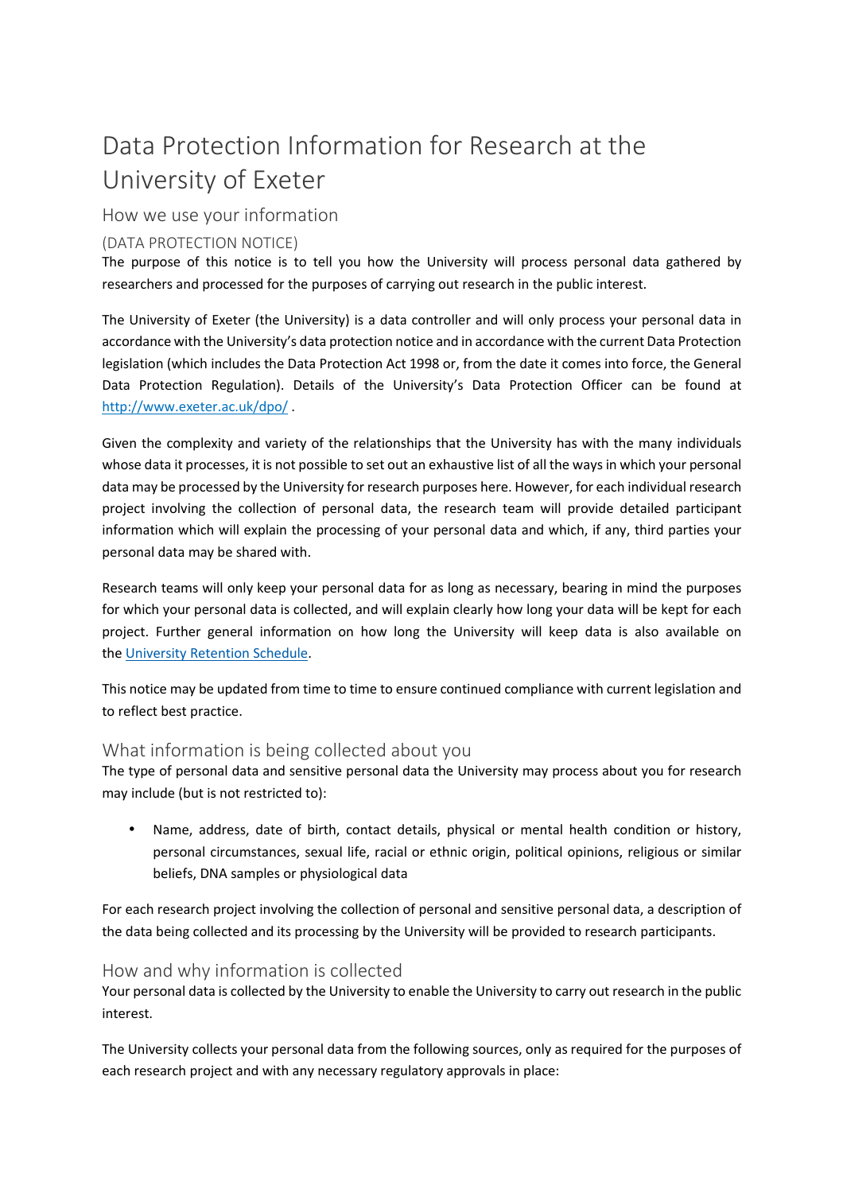# Data Protection Information for Research at the University of Exeter

## How we use your information

### (DATA PROTECTION NOTICE)

The purpose of this notice is to tell you how the University will process personal data gathered by researchers and processed for the purposes of carrying out research in the public interest.

The University of Exeter (the University) is a data controller and will only process your personal data in accordance with the University's data protection notice and in accordance with the current Data Protection legislation (which includes the Data Protection Act 1998 or, from the date it comes into force, the General Data Protection Regulation). Details of the University's Data Protection Officer can be found at [http://www.exeter.ac.uk/dpo/](http://www.exeter.ac.uk/dpo/) .

Given the complexity and variety of the relationships that the University has with the many individuals whose data it processes, it is not possible to set out an exhaustive list of all the ways in which your personal data may be processed by the University for research purposes here. However, for each individual research project involving the collection of personal data, the research team will provide detailed participant information which will explain the processing of your personal data and which, if any, third parties your personal data may be shared with.

Research teams will only keep your personal data for as long as necessary, bearing in mind the purposes for which your personal data is collected, and will explain clearly how long your data will be kept for each project. Further general information on how long the University will keep data is also available on the University Retention Schedule.

This notice may be updated from time to time to ensure continued compliance with current legislation and to reflect best practice.

## What information is being collected about you

The type of personal data and sensitive personal data the University may process about you for research may include (but is not restricted to):

- Name, address, date of birth, contact details, physical or mental health condition or history, personal circumstances, sexual life, racial or ethnic origin, political opinions, religious or similar beliefs, DNA samples or physiological data

For each research project involving the collection of personal and sensitive personal data, a description of the data being collected and its processing by the University will be provided to research participants.

## How and why information is collected

Your personal data is collected by the University to enable the University to carry out research in the public interest.

The University collects your personal data from the following sources, only as required for the purposes of each research project and with any necessary regulatory approvals in place: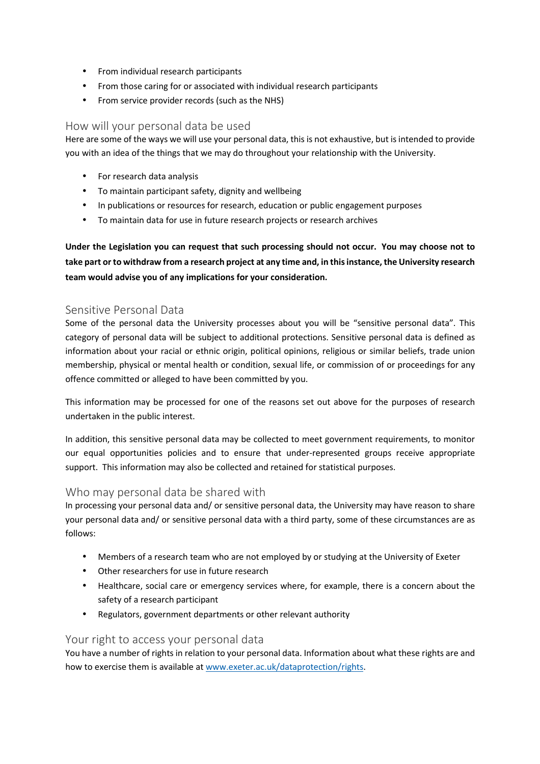- From individual research participants
- From those caring for or associated with individual research participants
- From service provider records (such as the NHS)

## How will your personal data be used

Here are some of the ways we will use your personal data, this is not exhaustive, but is intended to provide you with an idea of the things that we may do throughout your relationship with the University.

- For research data analysis
- To maintain participant safety, dignity and wellbeing
- In publications or resources for research, education or public engagement purposes
- To maintain data for use in future research projects or research archives

**Under the Legislation you can request that such processing should not occur. You may choose not to take part or to withdraw from a research project at any time and, in this instance, the University research team would advise you of any implications for your consideration.**

## Sensitive Personal Data

Some of the personal data the University processes about you will be "sensitive personal data". This category of personal data will be subject to additional protections. Sensitive personal data is defined as information about your racial or ethnic origin, political opinions, religious or similar beliefs, trade union membership, physical or mental health or condition, sexual life, or commission of or proceedings for any offence committed or alleged to have been committed by you.

This information may be processed for one of the reasons set out above for the purposes of research undertaken in the public interest.

In addition, this sensitive personal data may be collected to meet government requirements, to monitor our equal opportunities policies and to ensure that under-represented groups receive appropriate support. This information may also be collected and retained for statistical purposes.

## Who may personal data be shared with

In processing your personal data and/ or sensitive personal data, the University may have reason to share your personal data and/ or sensitive personal data with a third party, some of these circumstances are as follows:

- Members of a research team who are not employed by or studying at the University of Exeter
- Other researchers for use in future research
- Healthcare, social care or emergency services where, for example, there is a concern about the safety of a research participant
- Regulators, government departments or other relevant authority

## Your right to access your personal data

You have a number of rights in relation to your personal data. Information about what these rights are and how to exercise them is available at [www.exeter.ac.uk/dataprotection/rights](http://www.exeter.ac.uk/dataprotection/rights).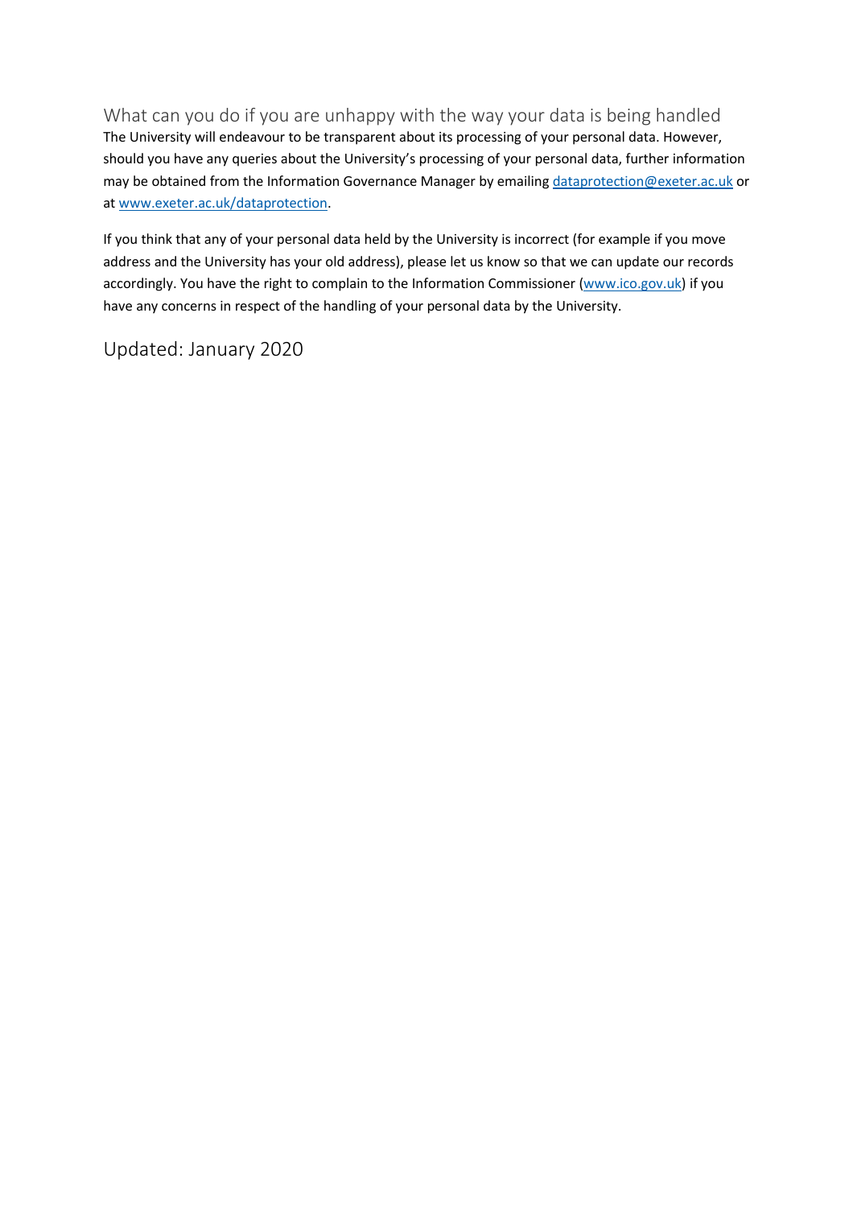## What can you do if you are unhappy with the way your data is being handled

The University will endeavour to be transparent about its processing of your personal data. However, should you have any queries about the University's processing of your personal data, further information may be obtained from the Information Governance Manager by emailing dataprotection@exeter.ac.uk or at www.exeter.ac.uk/dataprotection.

If you think that any of your personal data held by the University is incorrect (for example if you move address and the University has your old address), please let us know so that we can update our records accordingly. You have the right to complain to the Information Commissioner (www.ico.gov.uk) if you have any concerns in respect of the handling of your personal data by the University.

## Updated: January 2020